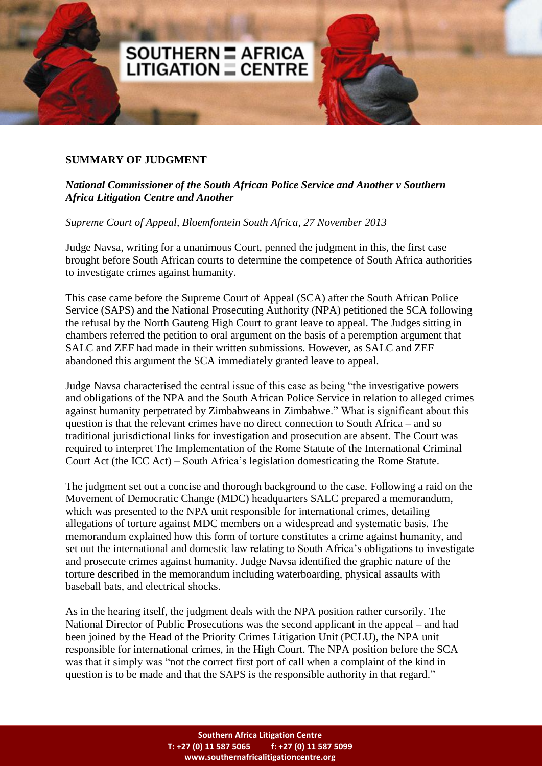## SUMMARY OF JUDGMENT

***National Commissioner of the South African Police Service and Another v Southern Africa Litigation Centre and Another***

*Supreme Court of Appeal, Bloemfontein South Africa, 27 November 2013*

Judge Navsa, writing for a unanimous Court, penned the judgment in this, the first case brought before South African courts to determine the competence of South Africa authorities to investigate crimes against humanity.

This case came before the Supreme Court of Appeal (SCA) after the South African Police Service (SAPS) and the National Prosecuting Authority (NPA) petitioned the SCA following the refusal by the North Gauteng High Court to grant leave to appeal. The Judges sitting in chambers referred the petition to oral argument on the basis of a peremption argument that SALC and ZEF had made in their written submissions. However, as SALC and ZEF abandoned this argument the SCA immediately granted leave to appeal.

Judge Navsa characterised the central issue of this case as being "the investigative powers and obligations of the NPA and the South African Police Service in relation to alleged crimes against humanity perpetrated by Zimbabweans in Zimbabwe." What is significant about this question is that the relevant crimes have no direct connection to South Africa – and so traditional jurisdictional links for investigation and prosecution are absent. The Court was required to interpret The Implementation of the Rome Statute of the International Criminal Court Act (the ICC Act) – South Africa's legislation domesticating the Rome Statute.

The judgment set out a concise and thorough background to the case. Following a raid on the Movement of Democratic Change (MDC) headquarters SALC prepared a memorandum, which was presented to the NPA unit responsible for international crimes, detailing allegations of torture against MDC members on a widespread and systematic basis. The memorandum explained how this form of torture constitutes a crime against humanity, and set out the international and domestic law relating to South Africa's obligations to investigate and prosecute crimes against humanity. Judge Navsa identified the graphic nature of the torture described in the memorandum including waterboarding, physical assaults with baseball bats, and electrical shocks.

As in the hearing itself, the judgment deals with the NPA position rather cursorily. The National Director of Public Prosecutions was the second applicant in the appeal – and had been joined by the Head of the Priority Crimes Litigation Unit (PCLU), the NPA unit responsible for international crimes, in the High Court. The NPA position before the SCA was that it simply was "not the correct first port of call when a complaint of the kind in question is to be made and that the SAPS is the responsible authority in that regard."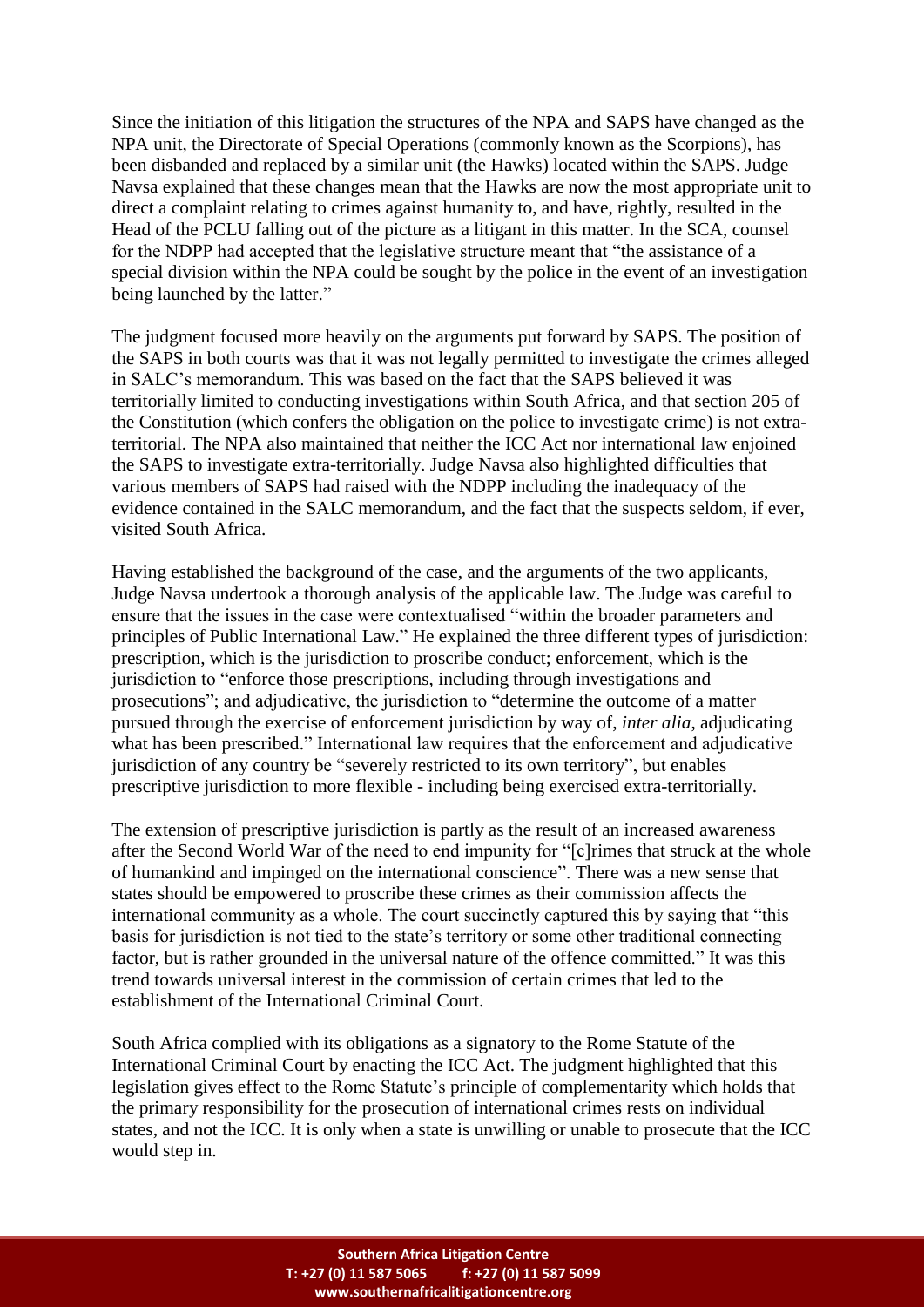Since the initiation of this litigation the structures of the NPA and SAPS have changed as the NPA unit, the Directorate of Special Operations (commonly known as the Scorpions), has been disbanded and replaced by a similar unit (the Hawks) located within the SAPS. Judge Navsa explained that these changes mean that the Hawks are now the most appropriate unit to direct a complaint relating to crimes against humanity to, and have, rightly, resulted in the Head of the PCLU falling out of the picture as a litigant in this matter. In the SCA, counsel for the NDPP had accepted that the legislative structure meant that "the assistance of a special division within the NPA could be sought by the police in the event of an investigation being launched by the latter."

The judgment focused more heavily on the arguments put forward by SAPS. The position of the SAPS in both courts was that it was not legally permitted to investigate the crimes alleged in SALC's memorandum. This was based on the fact that the SAPS believed it was territorially limited to conducting investigations within South Africa, and that section 205 of the Constitution (which confers the obligation on the police to investigate crime) is not extra-territorial. The NPA also maintained that neither the ICC Act nor international law enjoined the SAPS to investigate extra-territorially. Judge Navsa also highlighted difficulties that various members of SAPS had raised with the NDPP including the inadequacy of the evidence contained in the SALC memorandum, and the fact that the suspects seldom, if ever, visited South Africa.

Having established the background of the case, and the arguments of the two applicants, Judge Navsa undertook a thorough analysis of the applicable law. The Judge was careful to ensure that the issues in the case were contextualised "within the broader parameters and principles of Public International Law." He explained the three different types of jurisdiction: prescription, which is the jurisdiction to proscribe conduct; enforcement, which is the jurisdiction to "enforce those prescriptions, including through investigations and prosecutions"; and adjudicative, the jurisdiction to "determine the outcome of a matter pursued through the exercise of enforcement jurisdiction by way of, *inter alia*, adjudicating what has been prescribed." International law requires that the enforcement and adjudicative jurisdiction of any country be "severely restricted to its own territory", but enables prescriptive jurisdiction to more flexible - including being exercised extra-territorially.

The extension of prescriptive jurisdiction is partly as the result of an increased awareness after the Second World War of the need to end impunity for "[c]rimes that struck at the whole of humankind and impinged on the international conscience". There was a new sense that states should be empowered to proscribe these crimes as their commission affects the international community as a whole. The court succinctly captured this by saying that "this basis for jurisdiction is not tied to the state's territory or some other traditional connecting factor, but is rather grounded in the universal nature of the offence committed." It was this trend towards universal interest in the commission of certain crimes that led to the establishment of the International Criminal Court.

South Africa complied with its obligations as a signatory to the Rome Statute of the International Criminal Court by enacting the ICC Act. The judgment highlighted that this legislation gives effect to the Rome Statute's principle of complementarity which holds that the primary responsibility for the prosecution of international crimes rests on individual states, and not the ICC. It is only when a state is unwilling or unable to prosecute that the ICC would step in.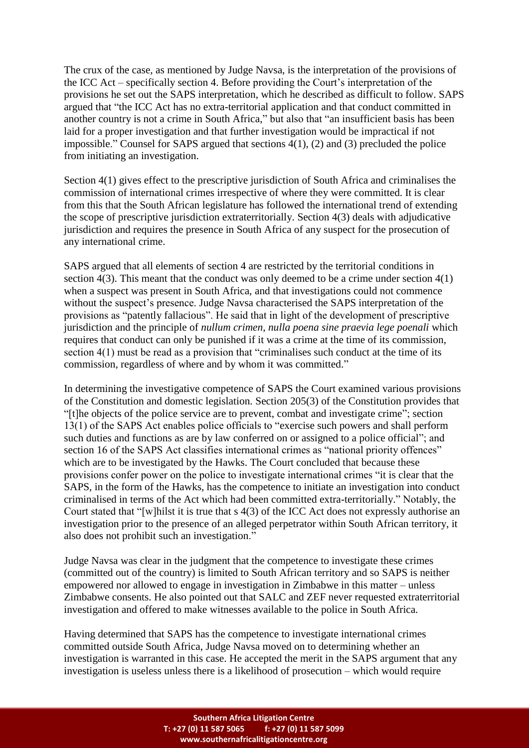The crux of the case, as mentioned by Judge Navsa, is the interpretation of the provisions of the ICC Act – specifically section 4. Before providing the Court's interpretation of the provisions he set out the SAPS interpretation, which he described as difficult to follow. SAPS argued that "the ICC Act has no extra-territorial application and that conduct committed in another country is not a crime in South Africa," but also that "an insufficient basis has been laid for a proper investigation and that further investigation would be impractical if not impossible." Counsel for SAPS argued that sections 4(1), (2) and (3) precluded the police from initiating an investigation.

Section 4(1) gives effect to the prescriptive jurisdiction of South Africa and criminalises the commission of international crimes irrespective of where they were committed. It is clear from this that the South African legislature has followed the international trend of extending the scope of prescriptive jurisdiction extraterritorially. Section 4(3) deals with adjudicative jurisdiction and requires the presence in South Africa of any suspect for the prosecution of any international crime.

SAPS argued that all elements of section 4 are restricted by the territorial conditions in section 4(3). This meant that the conduct was only deemed to be a crime under section 4(1) when a suspect was present in South Africa, and that investigations could not commence without the suspect's presence. Judge Navsa characterised the SAPS interpretation of the provisions as "patently fallacious". He said that in light of the development of prescriptive jurisdiction and the principle of *nullum crimen, nulla poena sine praevia lege poenali* which requires that conduct can only be punished if it was a crime at the time of its commission, section 4(1) must be read as a provision that "criminalises such conduct at the time of its commission, regardless of where and by whom it was committed."

In determining the investigative competence of SAPS the Court examined various provisions of the Constitution and domestic legislation. Section 205(3) of the Constitution provides that "[t]he objects of the police service are to prevent, combat and investigate crime"; section 13(1) of the SAPS Act enables police officials to "exercise such powers and shall perform such duties and functions as are by law conferred on or assigned to a police official"; and section 16 of the SAPS Act classifies international crimes as "national priority offences" which are to be investigated by the Hawks. The Court concluded that because these provisions confer power on the police to investigate international crimes "it is clear that the SAPS, in the form of the Hawks, has the competence to initiate an investigation into conduct criminalised in terms of the Act which had been committed extra-territorially." Notably, the Court stated that "[w]hilst it is true that s 4(3) of the ICC Act does not expressly authorise an investigation prior to the presence of an alleged perpetrator within South African territory, it also does not prohibit such an investigation."

Judge Navsa was clear in the judgment that the competence to investigate these crimes (committed out of the country) is limited to South African territory and so SAPS is neither empowered nor allowed to engage in investigation in Zimbabwe in this matter – unless Zimbabwe consents. He also pointed out that SALC and ZEF never requested extraterritorial investigation and offered to make witnesses available to the police in South Africa.

Having determined that SAPS has the competence to investigate international crimes committed outside South Africa, Judge Navsa moved on to determining whether an investigation is warranted in this case. He accepted the merit in the SAPS argument that any investigation is useless unless there is a likelihood of prosecution – which would require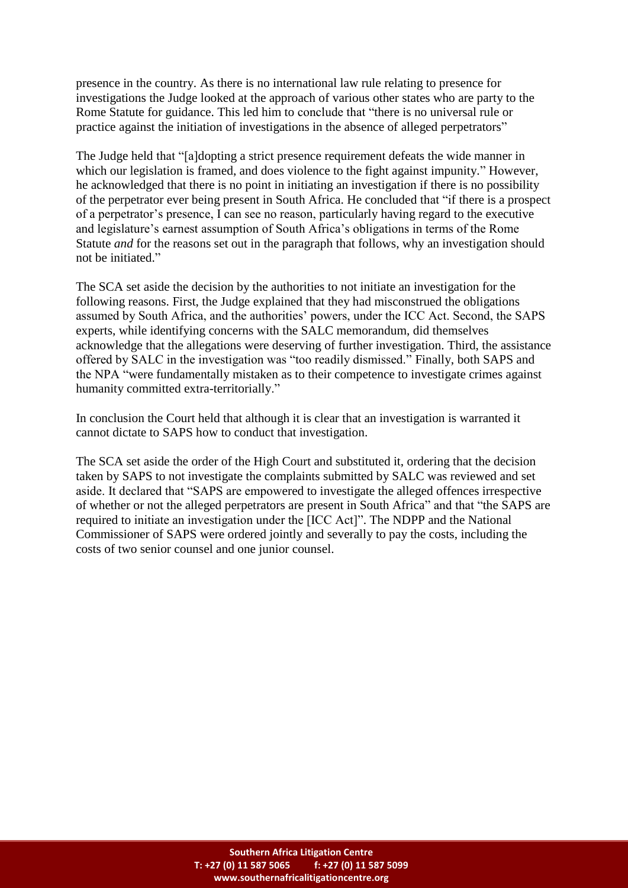presence in the country. As there is no international law rule relating to presence for investigations the Judge looked at the approach of various other states who are party to the Rome Statute for guidance. This led him to conclude that "there is no universal rule or practice against the initiation of investigations in the absence of alleged perpetrators"

The Judge held that "[a]dopting a strict presence requirement defeats the wide manner in which our legislation is framed, and does violence to the fight against impunity." However, he acknowledged that there is no point in initiating an investigation if there is no possibility of the perpetrator ever being present in South Africa. He concluded that "if there is a prospect of a perpetrator's presence, I can see no reason, particularly having regard to the executive and legislature's earnest assumption of South Africa's obligations in terms of the Rome Statute *and* for the reasons set out in the paragraph that follows, why an investigation should not be initiated."

The SCA set aside the decision by the authorities to not initiate an investigation for the following reasons. First, the Judge explained that they had misconstrued the obligations assumed by South Africa, and the authorities' powers, under the ICC Act. Second, the SAPS experts, while identifying concerns with the SALC memorandum, did themselves acknowledge that the allegations were deserving of further investigation. Third, the assistance offered by SALC in the investigation was "too readily dismissed." Finally, both SAPS and the NPA "were fundamentally mistaken as to their competence to investigate crimes against humanity committed extra-territorially."

In conclusion the Court held that although it is clear that an investigation is warranted it cannot dictate to SAPS how to conduct that investigation.

The SCA set aside the order of the High Court and substituted it, ordering that the decision taken by SAPS to not investigate the complaints submitted by SALC was reviewed and set aside. It declared that "SAPS are empowered to investigate the alleged offences irrespective of whether or not the alleged perpetrators are present in South Africa" and that "the SAPS are required to initiate an investigation under the [ICC Act]". The NDPP and the National Commissioner of SAPS were ordered jointly and severally to pay the costs, including the costs of two senior counsel and one junior counsel.